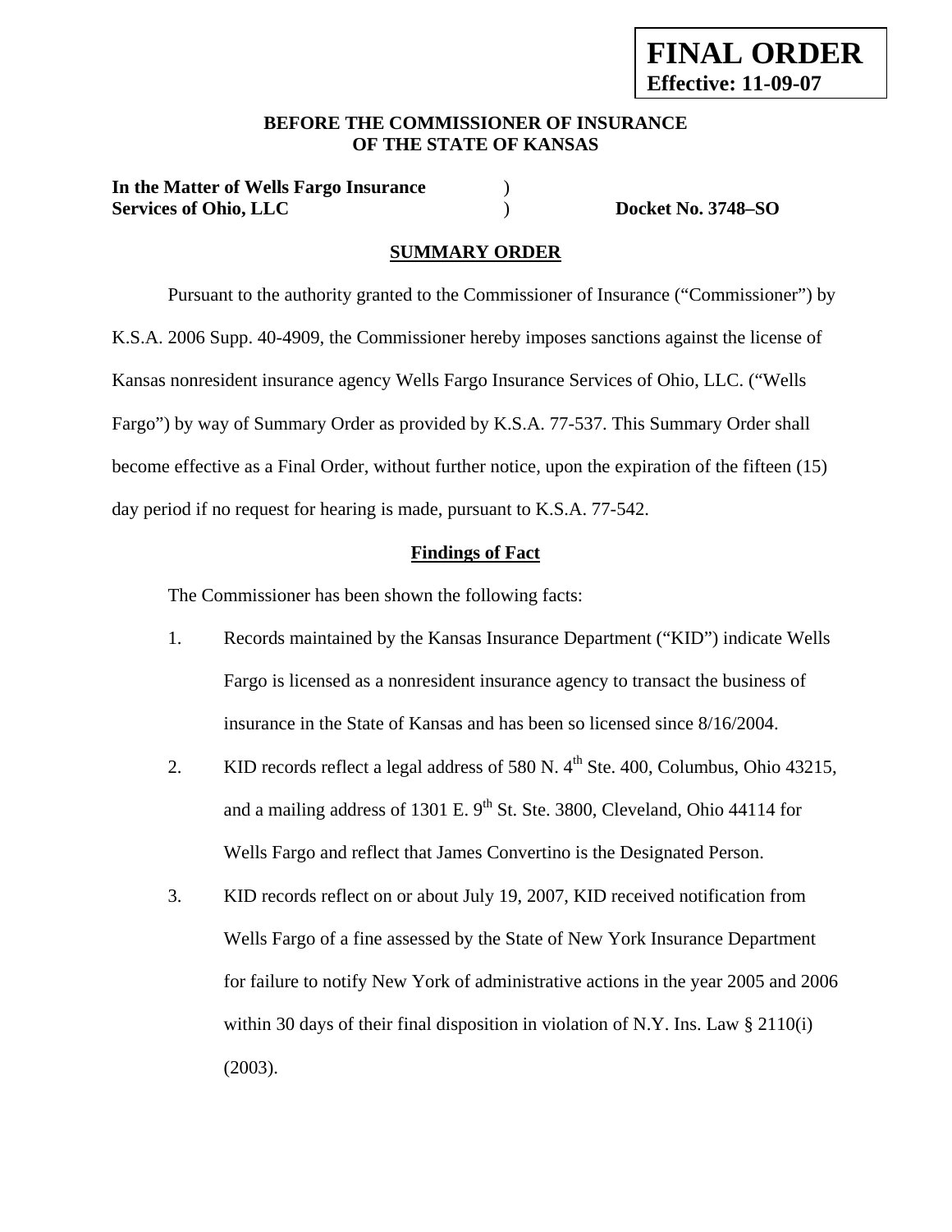**FINAL ORDER**
**Effective: 11-09-07**

**BEFORE THE COMMISSIONER OF INSURANCE**
**OF THE STATE OF KANSAS**

**In the Matter of Wells Fargo Insurance Services of Ohio, LLC** ) **Docket No. 3748–SO**

## SUMMARY ORDER

Pursuant to the authority granted to the Commissioner of Insurance ("Commissioner") by K.S.A. 2006 Supp. 40-4909, the Commissioner hereby imposes sanctions against the license of Kansas nonresident insurance agency Wells Fargo Insurance Services of Ohio, LLC. ("Wells Fargo") by way of Summary Order as provided by K.S.A. 77-537. This Summary Order shall become effective as a Final Order, without further notice, upon the expiration of the fifteen (15) day period if no request for hearing is made, pursuant to K.S.A. 77-542.

### Findings of Fact

The Commissioner has been shown the following facts:

1. Records maintained by the Kansas Insurance Department ("KID") indicate Wells Fargo is licensed as a nonresident insurance agency to transact the business of insurance in the State of Kansas and has been so licensed since 8/16/2004.
2. KID records reflect a legal address of 580 N. 4th Ste. 400, Columbus, Ohio 43215, and a mailing address of 1301 E. 9th St. Ste. 3800, Cleveland, Ohio 44114 for Wells Fargo and reflect that James Convertino is the Designated Person.
3. KID records reflect on or about July 19, 2007, KID received notification from Wells Fargo of a fine assessed by the State of New York Insurance Department for failure to notify New York of administrative actions in the year 2005 and 2006 within 30 days of their final disposition in violation of N.Y. Ins. Law § 2110(i) (2003).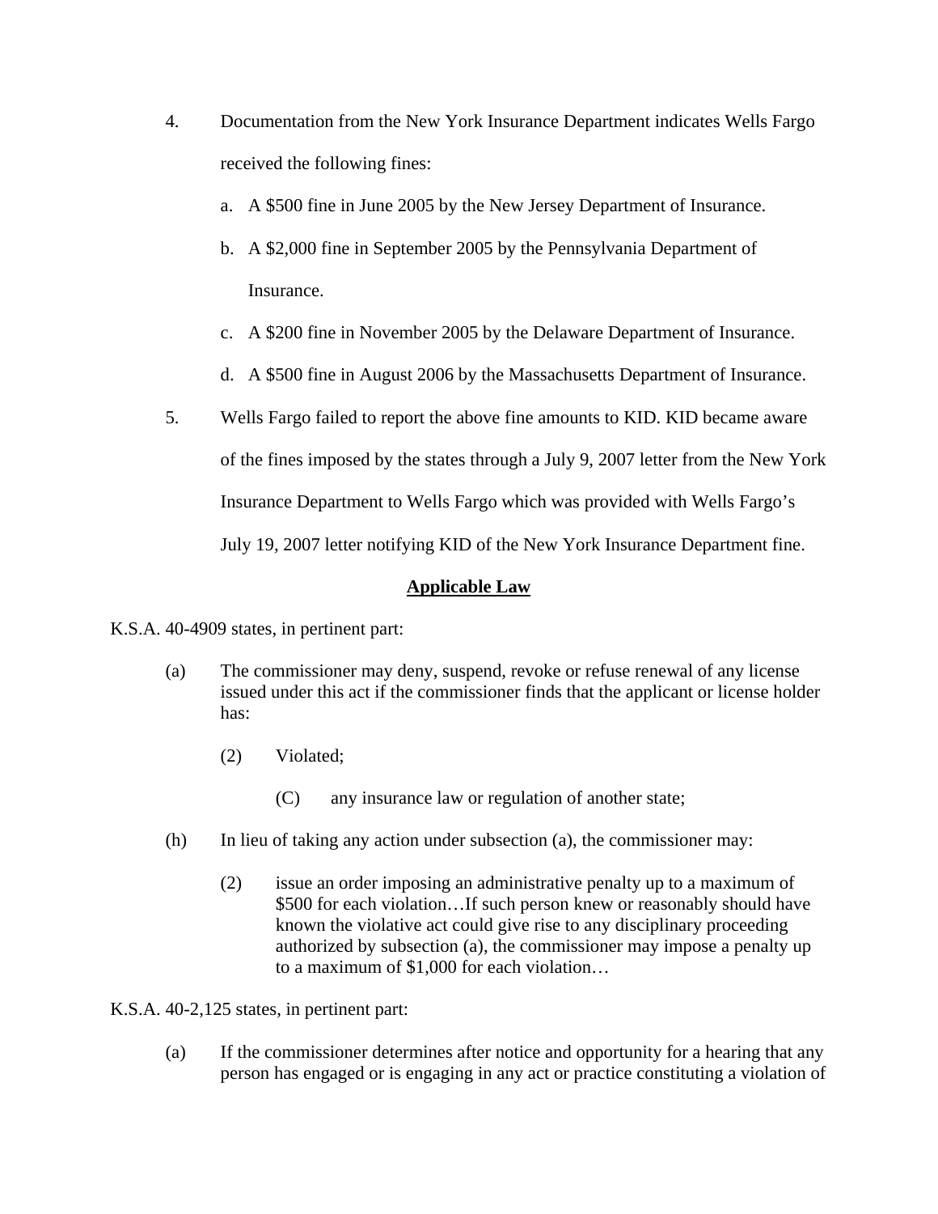4. Documentation from the New York Insurance Department indicates Wells Fargo received the following fines:

   a. A $500 fine in June 2005 by the New Jersey Department of Insurance.

   b. A $2,000 fine in September 2005 by the Pennsylvania Department of Insurance.

   c. A $200 fine in November 2005 by the Delaware Department of Insurance.

   d. A $500 fine in August 2006 by the Massachusetts Department of Insurance.

5. Wells Fargo failed to report the above fine amounts to KID. KID became aware of the fines imposed by the states through a July 9, 2007 letter from the New York Insurance Department to Wells Fargo which was provided with Wells Fargo's July 19, 2007 letter notifying KID of the New York Insurance Department fine.

## <u>Applicable Law</u>

K.S.A. 40-4909 states, in pertinent part:

> (a) The commissioner may deny, suspend, revoke or refuse renewal of any license issued under this act if the commissioner finds that the applicant or license holder has:
>
> > (2) Violated;
> >
> > > (C) any insurance law or regulation of another state;
>
> (h) In lieu of taking any action under subsection (a), the commissioner may:
>
> > (2) issue an order imposing an administrative penalty up to a maximum of $500 for each violation…If such person knew or reasonably should have known the violative act could give rise to any disciplinary proceeding authorized by subsection (a), the commissioner may impose a penalty up to a maximum of $1,000 for each violation…

K.S.A. 40-2,125 states, in pertinent part:

> (a) If the commissioner determines after notice and opportunity for a hearing that any person has engaged or is engaging in any act or practice constituting a violation of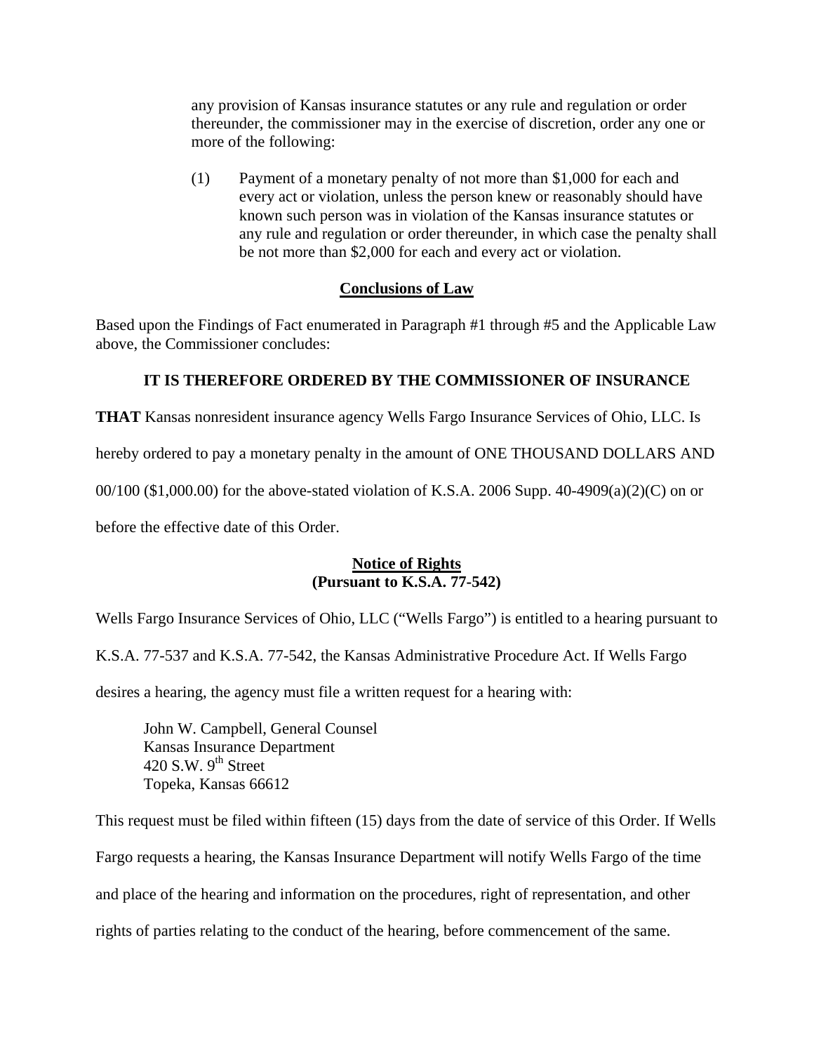any provision of Kansas insurance statutes or any rule and regulation or order thereunder, the commissioner may in the exercise of discretion, order any one or more of the following:

> (1) Payment of a monetary penalty of not more than $1,000 for each and every act or violation, unless the person knew or reasonably should have known such person was in violation of the Kansas insurance statutes or any rule and regulation or order thereunder, in which case the penalty shall be not more than $2,000 for each and every act or violation.

## Conclusions of Law

Based upon the Findings of Fact enumerated in Paragraph #1 through #5 and the Applicable Law above, the Commissioner concludes:

**IT IS THEREFORE ORDERED BY THE COMMISSIONER OF INSURANCE**

**THAT** Kansas nonresident insurance agency Wells Fargo Insurance Services of Ohio, LLC. Is hereby ordered to pay a monetary penalty in the amount of ONE THOUSAND DOLLARS AND 00/100 ($1,000.00) for the above-stated violation of K.S.A. 2006 Supp. 40-4909(a)(2)(C) on or before the effective date of this Order.

## Notice of Rights
**(Pursuant to K.S.A. 77-542)**

Wells Fargo Insurance Services of Ohio, LLC ("Wells Fargo") is entitled to a hearing pursuant to K.S.A. 77-537 and K.S.A. 77-542, the Kansas Administrative Procedure Act. If Wells Fargo desires a hearing, the agency must file a written request for a hearing with:

John W. Campbell, General Counsel
Kansas Insurance Department
420 S.W. 9th Street
Topeka, Kansas 66612

This request must be filed within fifteen (15) days from the date of service of this Order. If Wells Fargo requests a hearing, the Kansas Insurance Department will notify Wells Fargo of the time and place of the hearing and information on the procedures, right of representation, and other rights of parties relating to the conduct of the hearing, before commencement of the same.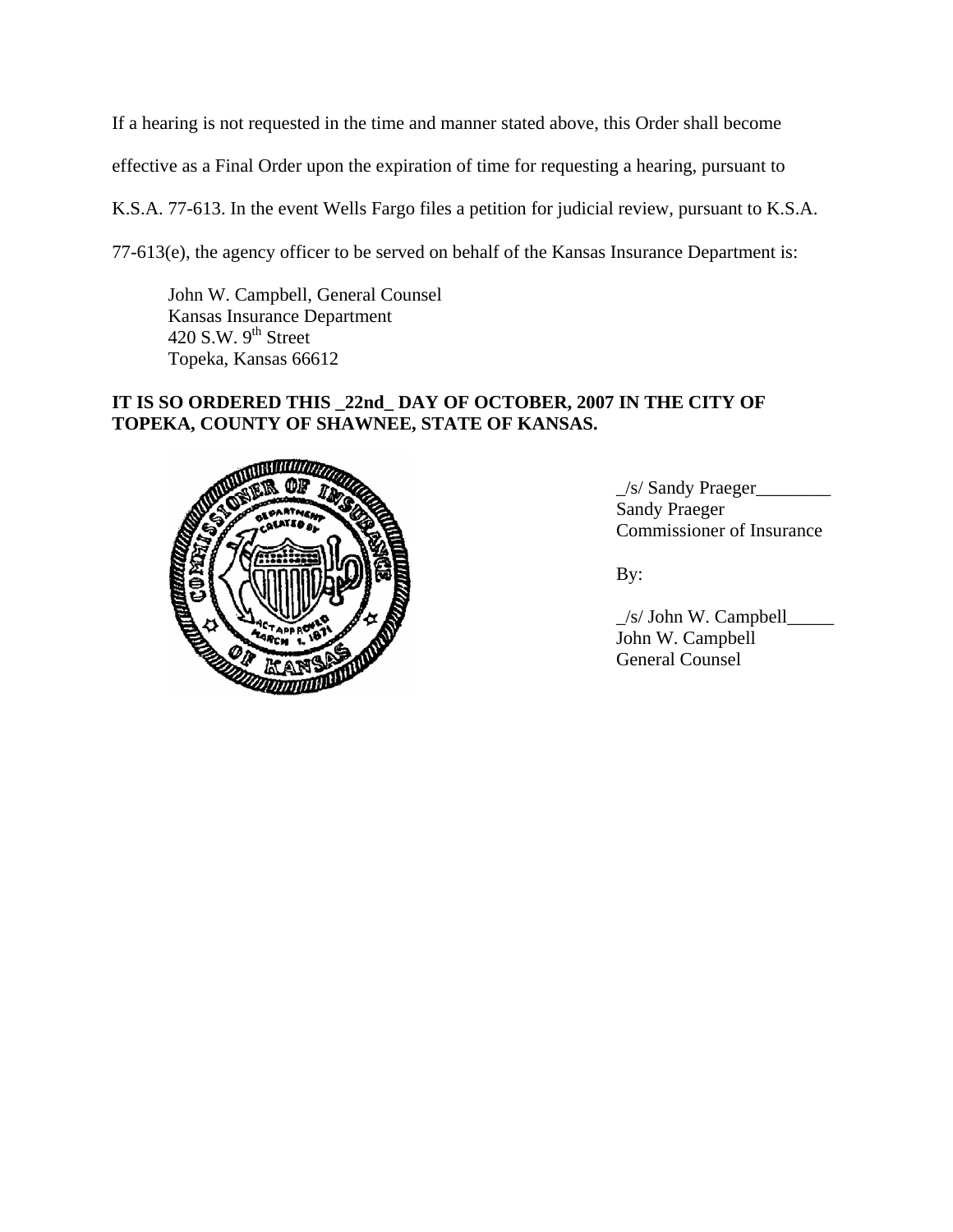If a hearing is not requested in the time and manner stated above, this Order shall become effective as a Final Order upon the expiration of time for requesting a hearing, pursuant to K.S.A. 77-613. In the event Wells Fargo files a petition for judicial review, pursuant to K.S.A. 77-613(e), the agency officer to be served on behalf of the Kansas Insurance Department is:

John W. Campbell, General Counsel
Kansas Insurance Department
420 S.W. 9th Street
Topeka, Kansas 66612

**IT IS SO ORDERED THIS _22nd_ DAY OF OCTOBER, 2007 IN THE CITY OF TOPEKA, COUNTY OF SHAWNEE, STATE OF KANSAS.**

_/s/ Sandy Praeger________
Sandy Praeger
Commissioner of Insurance

By:

_/s/ John W. Campbell_____
John W. Campbell
General Counsel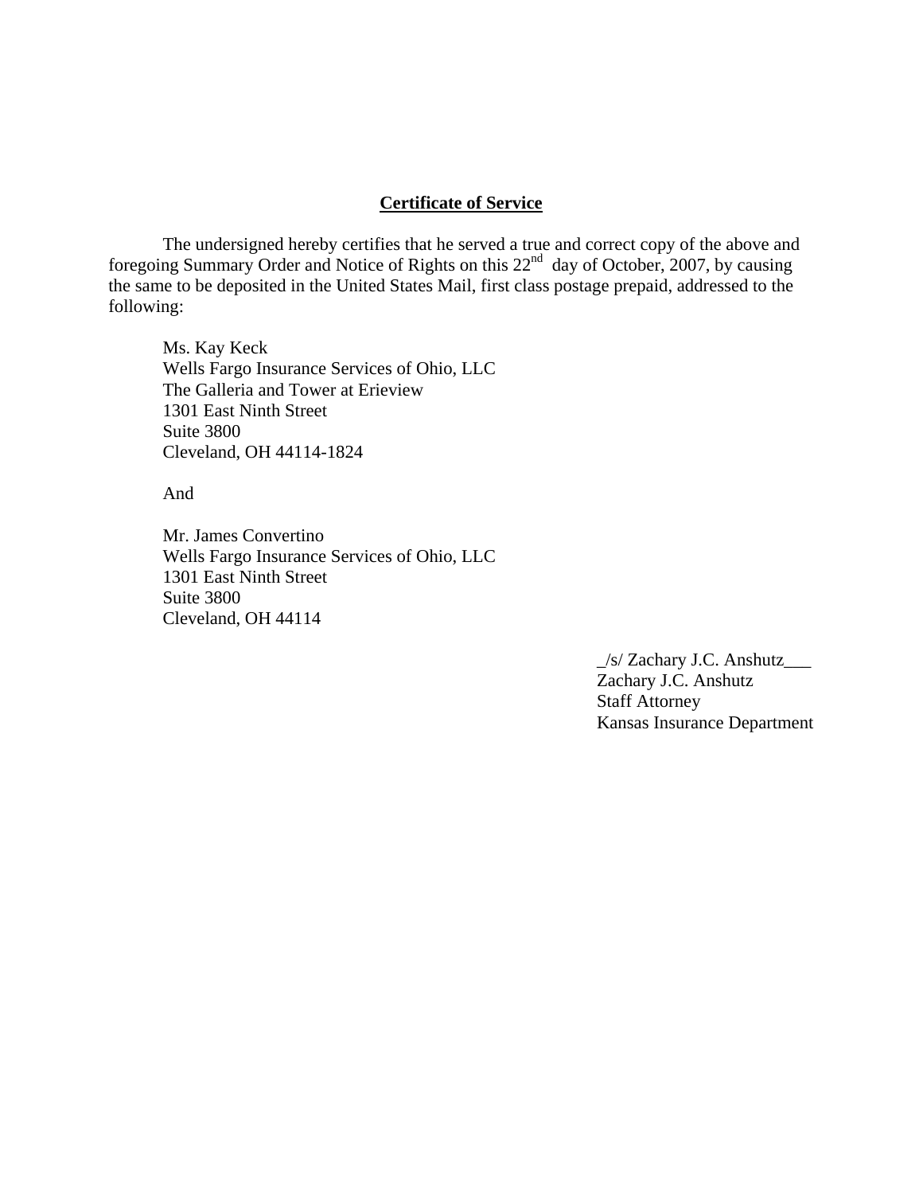**Certificate of Service**

The undersigned hereby certifies that he served a true and correct copy of the above and foregoing Summary Order and Notice of Rights on this 22nd day of October, 2007, by causing the same to be deposited in the United States Mail, first class postage prepaid, addressed to the following:

Ms. Kay Keck
Wells Fargo Insurance Services of Ohio, LLC
The Galleria and Tower at Erieview
1301 East Ninth Street
Suite 3800
Cleveland, OH 44114-1824

And

Mr. James Convertino
Wells Fargo Insurance Services of Ohio, LLC
1301 East Ninth Street
Suite 3800
Cleveland, OH 44114

_/s/ Zachary J.C. Anshutz___
Zachary J.C. Anshutz
Staff Attorney
Kansas Insurance Department